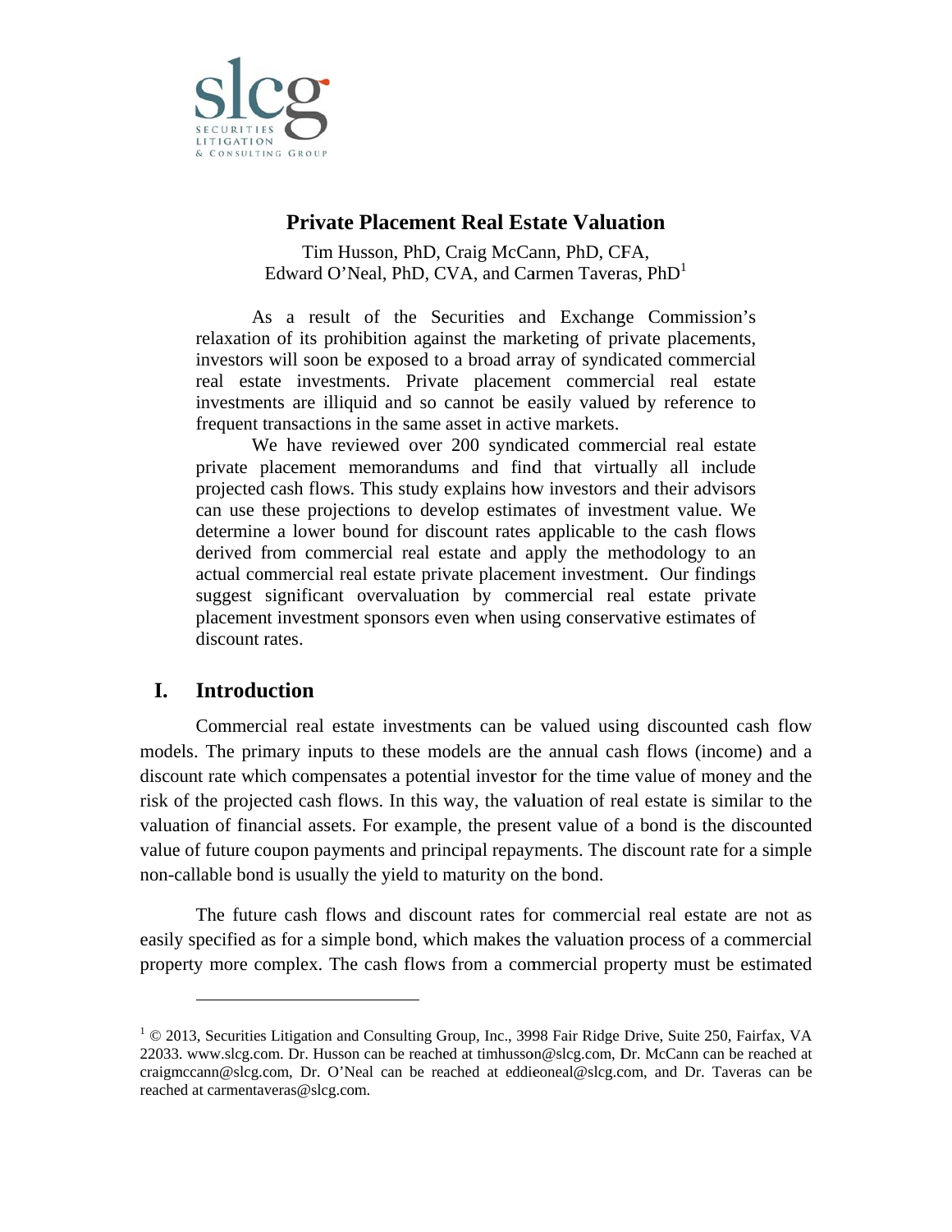# Private Placement Real Estate Valuation

Tim Husson, PhD, Craig McCann, PhD, CFA,
Edward O'Neal, PhD, CVA, and Carmen Taveras, PhD[1]

As a result of the Securities and Exchange Commission's relaxation of its prohibition against the marketing of private placements, investors will soon be exposed to a broad array of syndicated commercial real estate investments. Private placement commercial real estate investments are illiquid and so cannot be easily valued by reference to frequent transactions in the same asset in active markets.

We have reviewed over 200 syndicated commercial real estate private placement memorandums and find that virtually all include projected cash flows. This study explains how investors and their advisors can use these projections to develop estimates of investment value. We determine a lower bound for discount rates applicable to the cash flows derived from commercial real estate and apply the methodology to an actual commercial real estate private placement investment. Our findings suggest significant overvaluation by commercial real estate private placement investment sponsors even when using conservative estimates of discount rates.

## I. Introduction

Commercial real estate investments can be valued using discounted cash flow models. The primary inputs to these models are the annual cash flows (income) and a discount rate which compensates a potential investor for the time value of money and the risk of the projected cash flows. In this way, the valuation of real estate is similar to the valuation of financial assets. For example, the present value of a bond is the discounted value of future coupon payments and principal repayments. The discount rate for a simple non-callable bond is usually the yield to maturity on the bond.

The future cash flows and discount rates for commercial real estate are not as easily specified as for a simple bond, which makes the valuation process of a commercial property more complex. The cash flows from a commercial property must be estimated

---

[1] © 2013, Securities Litigation and Consulting Group, Inc., 3998 Fair Ridge Drive, Suite 250, Fairfax, VA 22033. www.slcg.com. Dr. Husson can be reached at timhusson@slcg.com, Dr. McCann can be reached at craigmccann@slcg.com, Dr. O'Neal can be reached at eddieoneal@slcg.com, and Dr. Taveras can be reached at carmentaveras@slcg.com.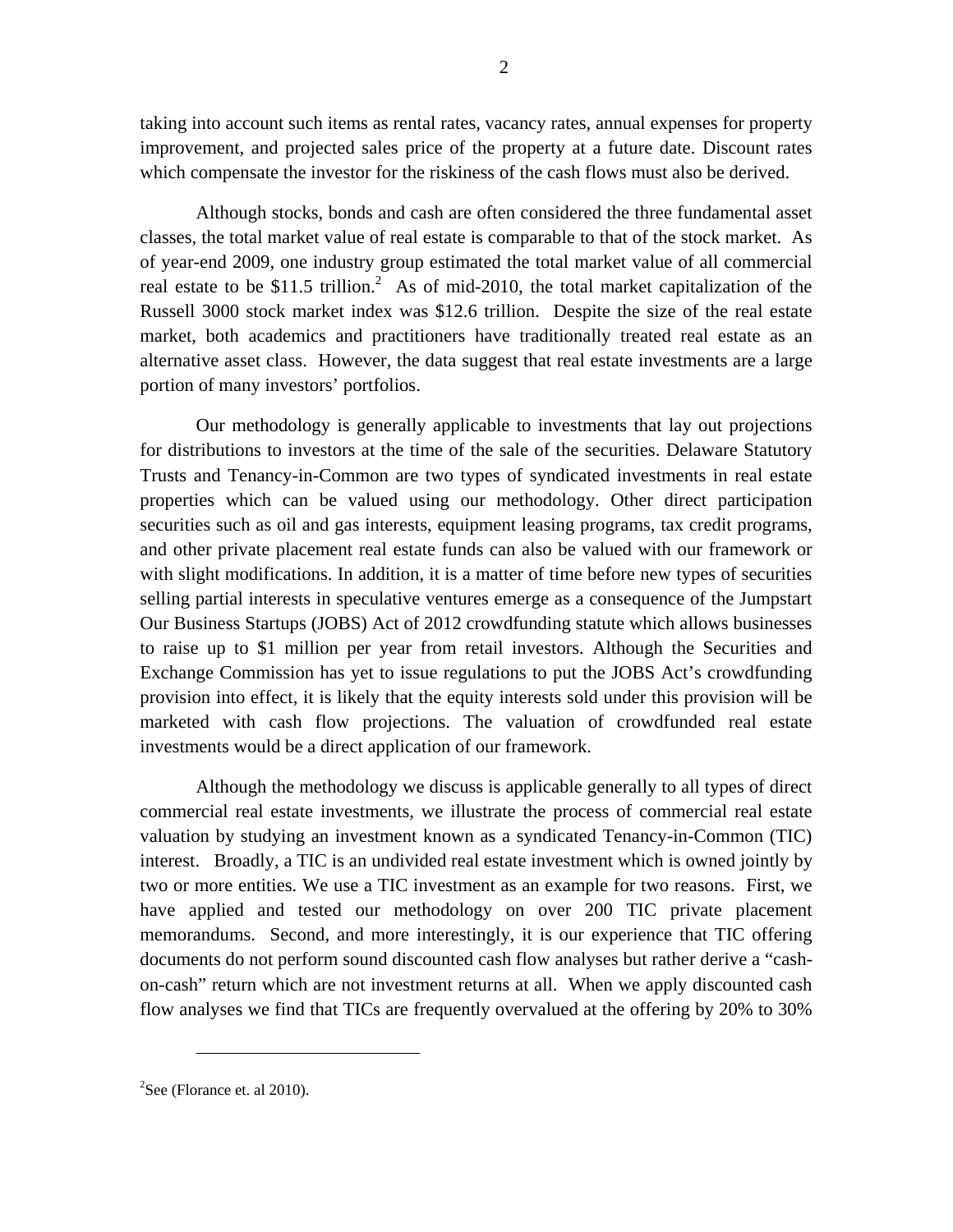taking into account such items as rental rates, vacancy rates, annual expenses for property improvement, and projected sales price of the property at a future date. Discount rates which compensate the investor for the riskiness of the cash flows must also be derived.

Although stocks, bonds and cash are often considered the three fundamental asset classes, the total market value of real estate is comparable to that of the stock market. As of year-end 2009, one industry group estimated the total market value of all commercial real estate to be $11.5 trillion.[2] As of mid-2010, the total market capitalization of the Russell 3000 stock market index was $12.6 trillion. Despite the size of the real estate market, both academics and practitioners have traditionally treated real estate as an alternative asset class. However, the data suggest that real estate investments are a large portion of many investors' portfolios.

Our methodology is generally applicable to investments that lay out projections for distributions to investors at the time of the sale of the securities. Delaware Statutory Trusts and Tenancy-in-Common are two types of syndicated investments in real estate properties which can be valued using our methodology. Other direct participation securities such as oil and gas interests, equipment leasing programs, tax credit programs, and other private placement real estate funds can also be valued with our framework or with slight modifications. In addition, it is a matter of time before new types of securities selling partial interests in speculative ventures emerge as a consequence of the Jumpstart Our Business Startups (JOBS) Act of 2012 crowdfunding statute which allows businesses to raise up to $1 million per year from retail investors. Although the Securities and Exchange Commission has yet to issue regulations to put the JOBS Act's crowdfunding provision into effect, it is likely that the equity interests sold under this provision will be marketed with cash flow projections. The valuation of crowdfunded real estate investments would be a direct application of our framework.

Although the methodology we discuss is applicable generally to all types of direct commercial real estate investments, we illustrate the process of commercial real estate valuation by studying an investment known as a syndicated Tenancy-in-Common (TIC) interest. Broadly, a TIC is an undivided real estate investment which is owned jointly by two or more entities. We use a TIC investment as an example for two reasons. First, we have applied and tested our methodology on over 200 TIC private placement memorandums. Second, and more interestingly, it is our experience that TIC offering documents do not perform sound discounted cash flow analyses but rather derive a "cash-on-cash" return which are not investment returns at all. When we apply discounted cash flow analyses we find that TICs are frequently overvalued at the offering by 20% to 30%

[2] See (Florance et. al 2010).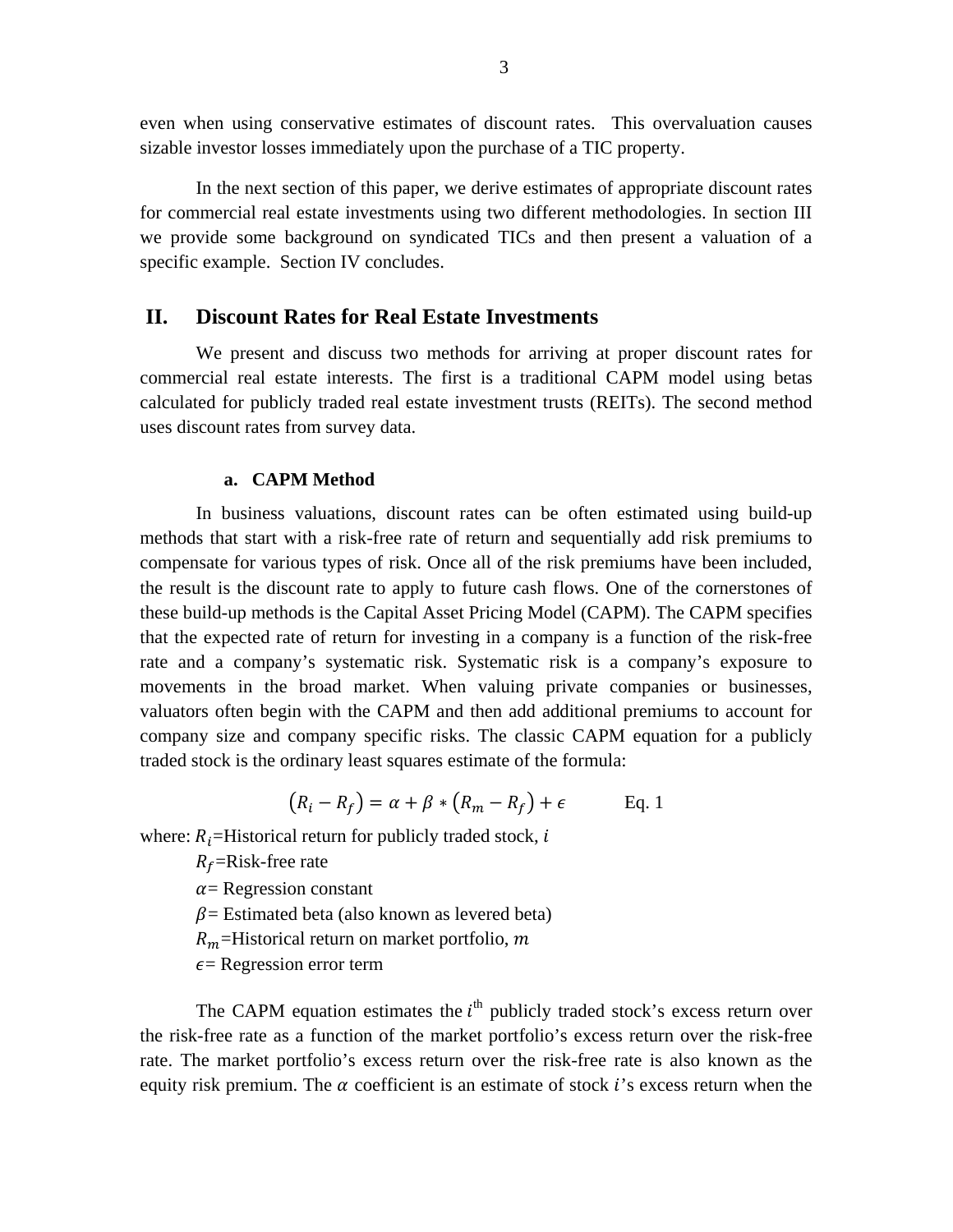even when using conservative estimates of discount rates. This overvaluation causes sizable investor losses immediately upon the purchase of a TIC property.

In the next section of this paper, we derive estimates of appropriate discount rates for commercial real estate investments using two different methodologies. In section III we provide some background on syndicated TICs and then present a valuation of a specific example. Section IV concludes.

## II. Discount Rates for Real Estate Investments

We present and discuss two methods for arriving at proper discount rates for commercial real estate interests. The first is a traditional CAPM model using betas calculated for publicly traded real estate investment trusts (REITs). The second method uses discount rates from survey data.

### a. CAPM Method

In business valuations, discount rates can be often estimated using build-up methods that start with a risk-free rate of return and sequentially add risk premiums to compensate for various types of risk. Once all of the risk premiums have been included, the result is the discount rate to apply to future cash flows. One of the cornerstones of these build-up methods is the Capital Asset Pricing Model (CAPM). The CAPM specifies that the expected rate of return for investing in a company is a function of the risk-free rate and a company's systematic risk. Systematic risk is a company's exposure to movements in the broad market. When valuing private companies or businesses, valuators often begin with the CAPM and then add additional premiums to account for company size and company specific risks. The classic CAPM equation for a publicly traded stock is the ordinary least squares estimate of the formula:

$$\left(R_i - R_f\right) = \alpha + \beta * \left(R_m - R_f\right) + \epsilon \qquad \text{Eq. 1}$$

where: $R_i$=Historical return for publicly traded stock, $i$

$R_f$=Risk-free rate

$\alpha$= Regression constant

$\beta$= Estimated beta (also known as levered beta)

$R_m$=Historical return on market portfolio, $m$

$\epsilon$= Regression error term

The CAPM equation estimates the $i^{\text{th}}$ publicly traded stock's excess return over the risk-free rate as a function of the market portfolio's excess return over the risk-free rate. The market portfolio's excess return over the risk-free rate is also known as the equity risk premium. The $\alpha$ coefficient is an estimate of stock $i$'s excess return when the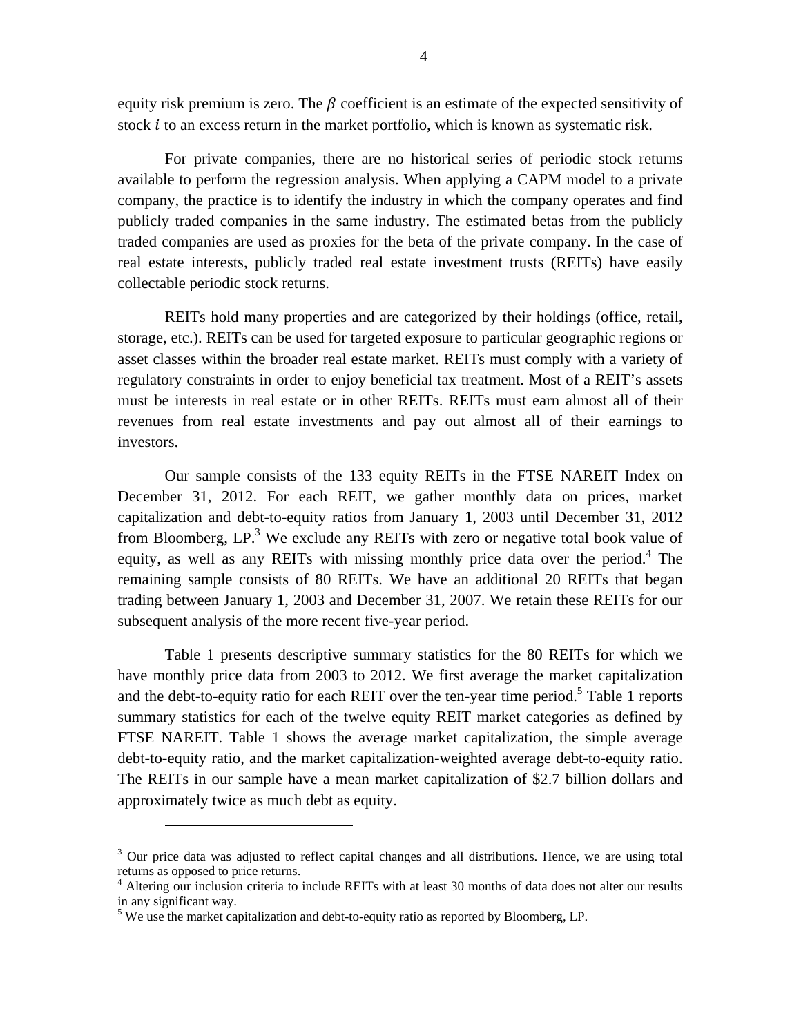equity risk premium is zero. The $\beta$ coefficient is an estimate of the expected sensitivity of stock $i$ to an excess return in the market portfolio, which is known as systematic risk.

For private companies, there are no historical series of periodic stock returns available to perform the regression analysis. When applying a CAPM model to a private company, the practice is to identify the industry in which the company operates and find publicly traded companies in the same industry. The estimated betas from the publicly traded companies are used as proxies for the beta of the private company. In the case of real estate interests, publicly traded real estate investment trusts (REITs) have easily collectable periodic stock returns.

REITs hold many properties and are categorized by their holdings (office, retail, storage, etc.). REITs can be used for targeted exposure to particular geographic regions or asset classes within the broader real estate market. REITs must comply with a variety of regulatory constraints in order to enjoy beneficial tax treatment. Most of a REIT's assets must be interests in real estate or in other REITs. REITs must earn almost all of their revenues from real estate investments and pay out almost all of their earnings to investors.

Our sample consists of the 133 equity REITs in the FTSE NAREIT Index on December 31, 2012. For each REIT, we gather monthly data on prices, market capitalization and debt-to-equity ratios from January 1, 2003 until December 31, 2012 from Bloomberg, LP.[3] We exclude any REITs with zero or negative total book value of equity, as well as any REITs with missing monthly price data over the period.[4] The remaining sample consists of 80 REITs. We have an additional 20 REITs that began trading between January 1, 2003 and December 31, 2007. We retain these REITs for our subsequent analysis of the more recent five-year period.

Table 1 presents descriptive summary statistics for the 80 REITs for which we have monthly price data from 2003 to 2012. We first average the market capitalization and the debt-to-equity ratio for each REIT over the ten-year time period.[5] Table 1 reports summary statistics for each of the twelve equity REIT market categories as defined by FTSE NAREIT. Table 1 shows the average market capitalization, the simple average debt-to-equity ratio, and the market capitalization-weighted average debt-to-equity ratio. The REITs in our sample have a mean market capitalization of $2.7 billion dollars and approximately twice as much debt as equity.

---

[3] Our price data was adjusted to reflect capital changes and all distributions. Hence, we are using total returns as opposed to price returns.

[4] Altering our inclusion criteria to include REITs with at least 30 months of data does not alter our results in any significant way.

[5] We use the market capitalization and debt-to-equity ratio as reported by Bloomberg, LP.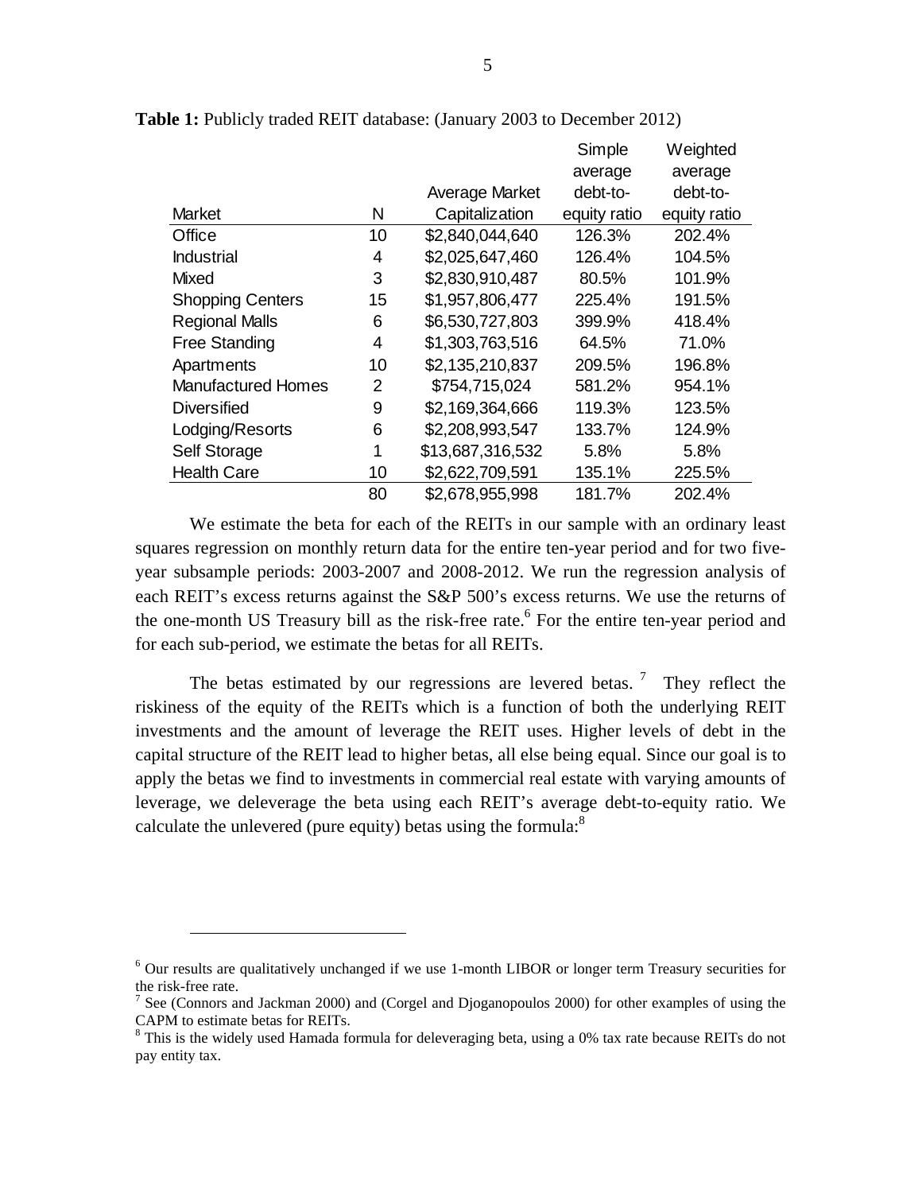**Table 1:** Publicly traded REIT database: (January 2003 to December 2012)

| Market | N | Average Market Capitalization | Simple average debt-to-equity ratio | Weighted average debt-to-equity ratio |
|---|---|---|---|---|
| Office | 10 | $2,840,044,640 | 126.3% | 202.4% |
| Industrial | 4 | $2,025,647,460 | 126.4% | 104.5% |
| Mixed | 3 | $2,830,910,487 | 80.5% | 101.9% |
| Shopping Centers | 15 | $1,957,806,477 | 225.4% | 191.5% |
| Regional Malls | 6 | $6,530,727,803 | 399.9% | 418.4% |
| Free Standing | 4 | $1,303,763,516 | 64.5% | 71.0% |
| Apartments | 10 | $2,135,210,837 | 209.5% | 196.8% |
| Manufactured Homes | 2 | $754,715,024 | 581.2% | 954.1% |
| Diversified | 9 | $2,169,364,666 | 119.3% | 123.5% |
| Lodging/Resorts | 6 | $2,208,993,547 | 133.7% | 124.9% |
| Self Storage | 1 | $13,687,316,532 | 5.8% | 5.8% |
| Health Care | 10 | $2,622,709,591 | 135.1% | 225.5% |
| | 80 | $2,678,955,998 | 181.7% | 202.4% |

We estimate the beta for each of the REITs in our sample with an ordinary least squares regression on monthly return data for the entire ten-year period and for two five-year subsample periods: 2003-2007 and 2008-2012. We run the regression analysis of each REIT's excess returns against the S&P 500's excess returns. We use the returns of the one-month US Treasury bill as the risk-free rate.[6] For the entire ten-year period and for each sub-period, we estimate the betas for all REITs.

The betas estimated by our regressions are levered betas.[7] They reflect the riskiness of the equity of the REITs which is a function of both the underlying REIT investments and the amount of leverage the REIT uses. Higher levels of debt in the capital structure of the REIT lead to higher betas, all else being equal. Since our goal is to apply the betas we find to investments in commercial real estate with varying amounts of leverage, we deleverage the beta using each REIT's average debt-to-equity ratio. We calculate the unlevered (pure equity) betas using the formula:[8]

---

[6] Our results are qualitatively unchanged if we use 1-month LIBOR or longer term Treasury securities for the risk-free rate.

[7] See (Connors and Jackman 2000) and (Corgel and Djoganopoulos 2000) for other examples of using the CAPM to estimate betas for REITs.

[8] This is the widely used Hamada formula for deleveraging beta, using a 0% tax rate because REITs do not pay entity tax.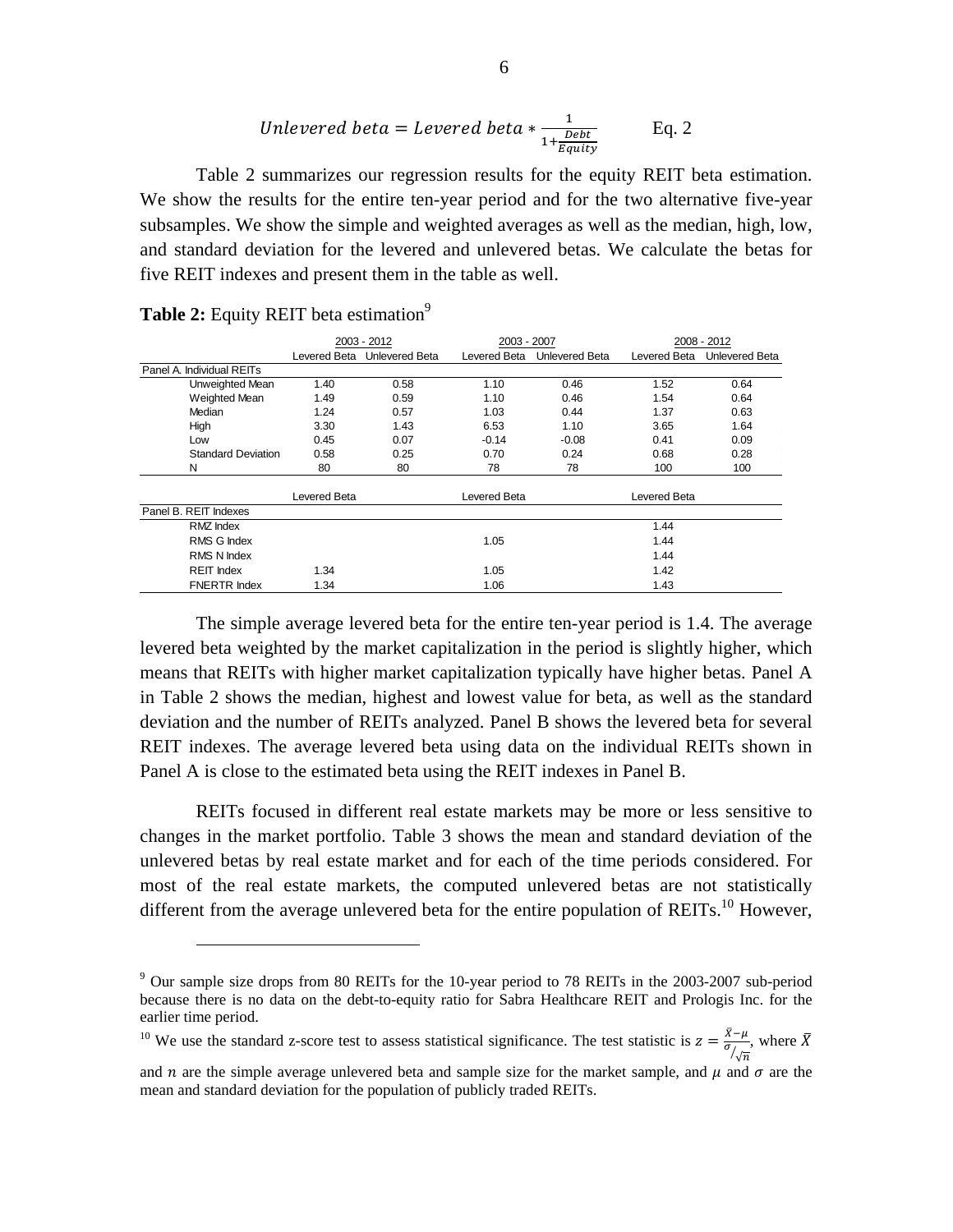$$Unlevered\ beta = Levered\ beta * \frac{1}{1+\frac{Debt}{Equity}} \qquad \text{Eq. 2}$$

Table 2 summarizes our regression results for the equity REIT beta estimation. We show the results for the entire ten-year period and for the two alternative five-year subsamples. We show the simple and weighted averages as well as the median, high, low, and standard deviation for the levered and unlevered betas. We calculate the betas for five REIT indexes and present them in the table as well.

**Table 2:** Equity REIT beta estimation[9]

| | 2003 - 2012 | | 2003 - 2007 | | 2008 - 2012 | |
|---|---|---|---|---|---|---|
| | Levered Beta | Unlevered Beta | Levered Beta | Unlevered Beta | Levered Beta | Unlevered Beta |
| Panel A. Individual REITs | | | | | | |
| Unweighted Mean | 1.40 | 0.58 | 1.10 | 0.46 | 1.52 | 0.64 |
| Weighted Mean | 1.49 | 0.59 | 1.10 | 0.46 | 1.54 | 0.64 |
| Median | 1.24 | 0.57 | 1.03 | 0.44 | 1.37 | 0.63 |
| High | 3.30 | 1.43 | 6.53 | 1.10 | 3.65 | 1.64 |
| Low | 0.45 | 0.07 | -0.14 | -0.08 | 0.41 | 0.09 |
| Standard Deviation | 0.58 | 0.25 | 0.70 | 0.24 | 0.68 | 0.28 |
| N | 80 | 80 | 78 | 78 | 100 | 100 |
| | Levered Beta | | Levered Beta | | Levered Beta | |
| Panel B. REIT Indexes | | | | | | |
| RMZ Index | | | | | 1.44 | |
| RMS G Index | | | 1.05 | | 1.44 | |
| RMS N Index | | | | | 1.44 | |
| REIT Index | 1.34 | | 1.05 | | 1.42 | |
| FNERTR Index | 1.34 | | 1.06 | | 1.43 | |

The simple average levered beta for the entire ten-year period is 1.4. The average levered beta weighted by the market capitalization in the period is slightly higher, which means that REITs with higher market capitalization typically have higher betas. Panel A in Table 2 shows the median, highest and lowest value for beta, as well as the standard deviation and the number of REITs analyzed. Panel B shows the levered beta for several REIT indexes. The average levered beta using data on the individual REITs shown in Panel A is close to the estimated beta using the REIT indexes in Panel B.

REITs focused in different real estate markets may be more or less sensitive to changes in the market portfolio. Table 3 shows the mean and standard deviation of the unlevered betas by real estate market and for each of the time periods considered. For most of the real estate markets, the computed unlevered betas are not statistically different from the average unlevered beta for the entire population of REITs.[10] However,

---

[9] Our sample size drops from 80 REITs for the 10-year period to 78 REITs in the 2003-2007 sub-period because there is no data on the debt-to-equity ratio for Sabra Healthcare REIT and Prologis Inc. for the earlier time period.

[10] We use the standard z-score test to assess statistical significance. The test statistic is $z = \frac{\bar{X}-\mu}{\sigma/\sqrt{n}}$, where $\bar{X}$ and $n$ are the simple average unlevered beta and sample size for the market sample, and $\mu$ and $\sigma$ are the mean and standard deviation for the population of publicly traded REITs.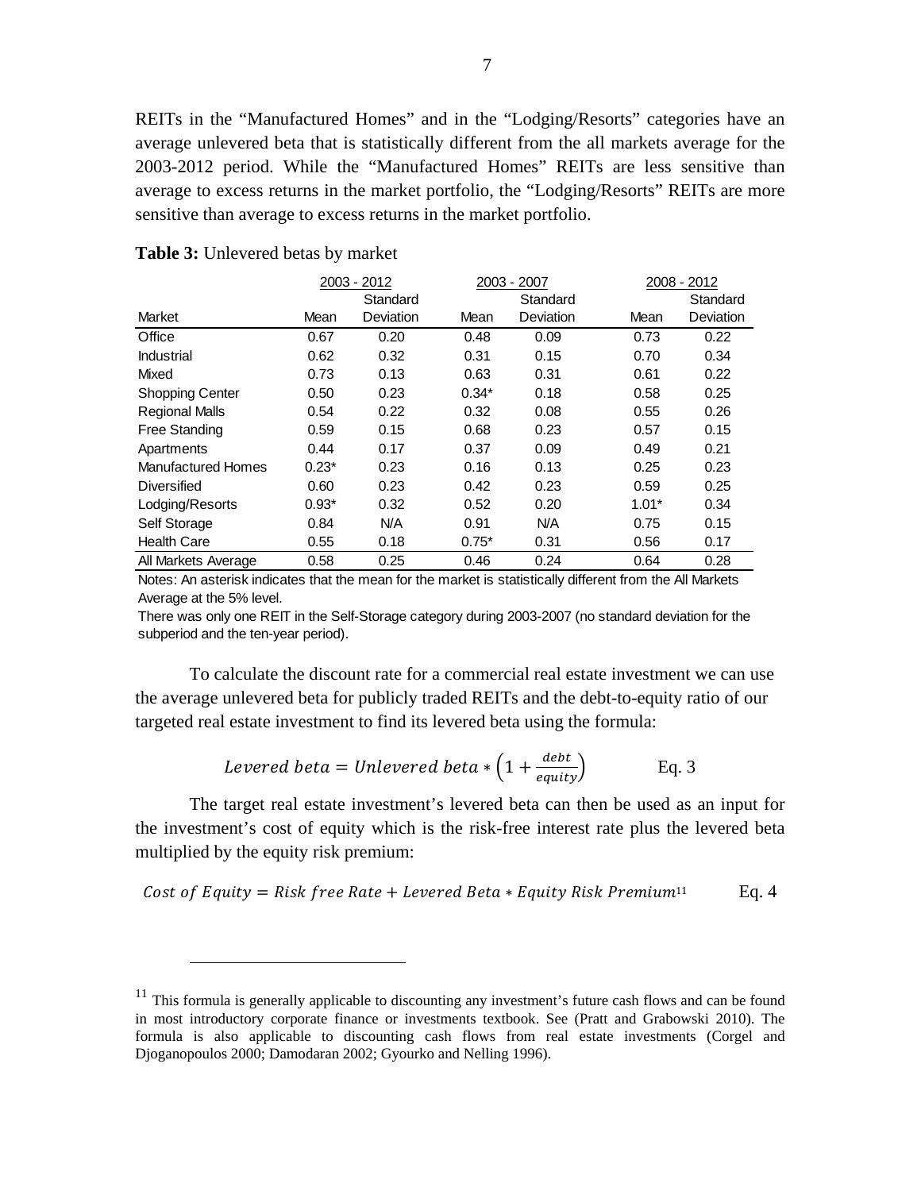REITs in the "Manufactured Homes" and in the "Lodging/Resorts" categories have an average unlevered beta that is statistically different from the all markets average for the 2003-2012 period. While the "Manufactured Homes" REITs are less sensitive than average to excess returns in the market portfolio, the "Lodging/Resorts" REITs are more sensitive than average to excess returns in the market portfolio.

**Table 3:** Unlevered betas by market

| | 2003 - 2012 | | 2003 - 2007 | | 2008 - 2012 | |
|---|---|---|---|---|---|---|
| Market | Mean | Standard Deviation | Mean | Standard Deviation | Mean | Standard Deviation |
| Office | 0.67 | 0.20 | 0.48 | 0.09 | 0.73 | 0.22 |
| Industrial | 0.62 | 0.32 | 0.31 | 0.15 | 0.70 | 0.34 |
| Mixed | 0.73 | 0.13 | 0.63 | 0.31 | 0.61 | 0.22 |
| Shopping Center | 0.50 | 0.23 | 0.34* | 0.18 | 0.58 | 0.25 |
| Regional Malls | 0.54 | 0.22 | 0.32 | 0.08 | 0.55 | 0.26 |
| Free Standing | 0.59 | 0.15 | 0.68 | 0.23 | 0.57 | 0.15 |
| Apartments | 0.44 | 0.17 | 0.37 | 0.09 | 0.49 | 0.21 |
| Manufactured Homes | 0.23* | 0.23 | 0.16 | 0.13 | 0.25 | 0.23 |
| Diversified | 0.60 | 0.23 | 0.42 | 0.23 | 0.59 | 0.25 |
| Lodging/Resorts | 0.93* | 0.32 | 0.52 | 0.20 | 1.01* | 0.34 |
| Self Storage | 0.84 | N/A | 0.91 | N/A | 0.75 | 0.15 |
| Health Care | 0.55 | 0.18 | 0.75* | 0.31 | 0.56 | 0.17 |
| All Markets Average | 0.58 | 0.25 | 0.46 | 0.24 | 0.64 | 0.28 |

Notes: An asterisk indicates that the mean for the market is statistically different from the All Markets Average at the 5% level.

There was only one REIT in the Self-Storage category during 2003-2007 (no standard deviation for the subperiod and the ten-year period).

To calculate the discount rate for a commercial real estate investment we can use the average unlevered beta for publicly traded REITs and the debt-to-equity ratio of our targeted real estate investment to find its levered beta using the formula:

$$Levered\ beta = Unlevered\ beta * \left(1 + \frac{debt}{equity}\right) \qquad \text{Eq. 3}$$

The target real estate investment's levered beta can then be used as an input for the investment's cost of equity which is the risk-free interest rate plus the levered beta multiplied by the equity risk premium:

$$Cost\ of\ Equity = Risk\ free\ Rate + Levered\ Beta * Equity\ Risk\ Premium \qquad \text{Eq. 4}$$ [11]

[11] This formula is generally applicable to discounting any investment's future cash flows and can be found in most introductory corporate finance or investments textbook. See (Pratt and Grabowski 2010). The formula is also applicable to discounting cash flows from real estate investments (Corgel and Djoganopoulos 2000; Damodaran 2002; Gyourko and Nelling 1996).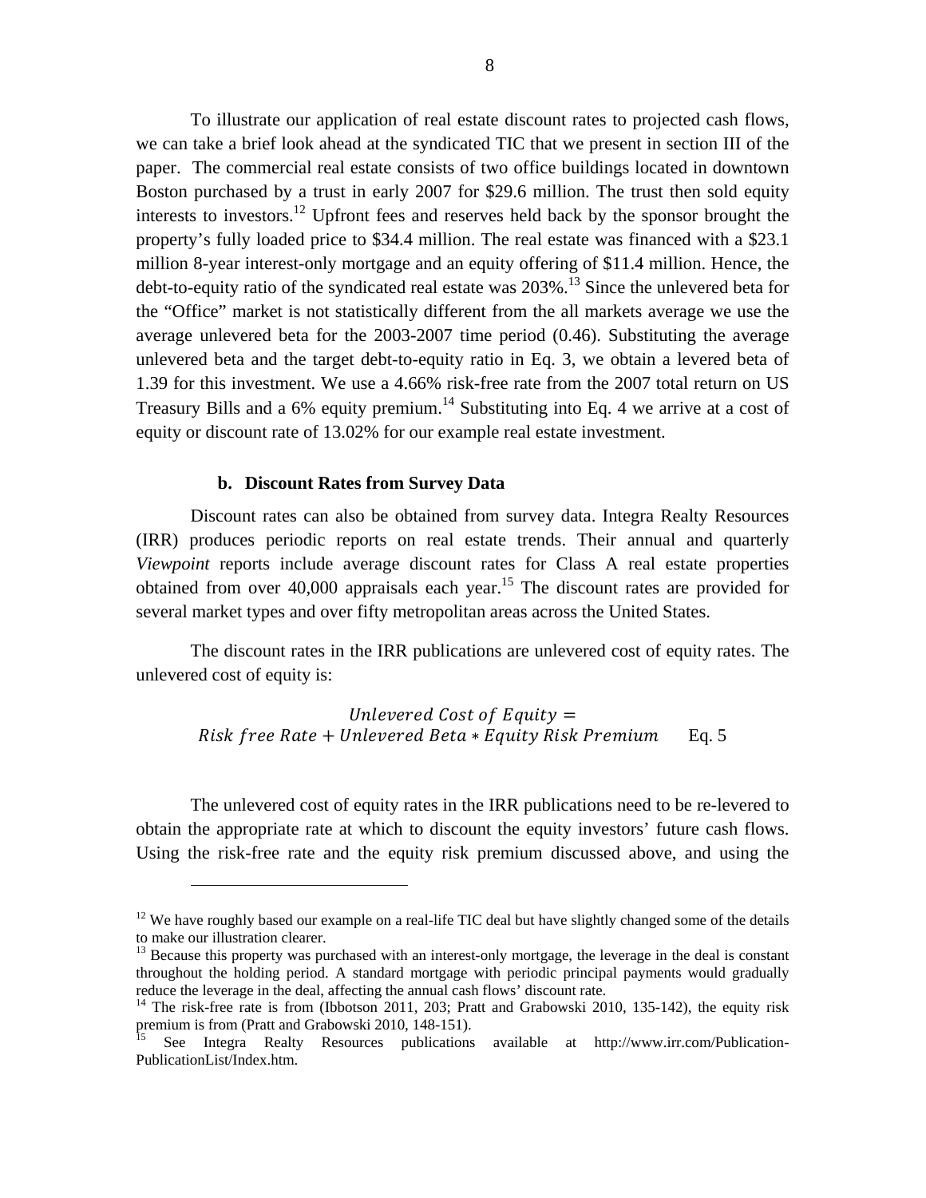To illustrate our application of real estate discount rates to projected cash flows, we can take a brief look ahead at the syndicated TIC that we present in section III of the paper. The commercial real estate consists of two office buildings located in downtown Boston purchased by a trust in early 2007 for $29.6 million. The trust then sold equity interests to investors.[12] Upfront fees and reserves held back by the sponsor brought the property's fully loaded price to $34.4 million. The real estate was financed with a $23.1 million 8-year interest-only mortgage and an equity offering of $11.4 million. Hence, the debt-to-equity ratio of the syndicated real estate was 203%.[13] Since the unlevered beta for the "Office" market is not statistically different from the all markets average we use the average unlevered beta for the 2003-2007 time period (0.46). Substituting the average unlevered beta and the target debt-to-equity ratio in Eq. 3, we obtain a levered beta of 1.39 for this investment. We use a 4.66% risk-free rate from the 2007 total return on US Treasury Bills and a 6% equity premium.[14] Substituting into Eq. 4 we arrive at a cost of equity or discount rate of 13.02% for our example real estate investment.

### b. Discount Rates from Survey Data

Discount rates can also be obtained from survey data. Integra Realty Resources (IRR) produces periodic reports on real estate trends. Their annual and quarterly *Viewpoint* reports include average discount rates for Class A real estate properties obtained from over 40,000 appraisals each year.[15] The discount rates are provided for several market types and over fifty metropolitan areas across the United States.

The discount rates in the IRR publications are unlevered cost of equity rates. The unlevered cost of equity is:

$$Unlevered\ Cost\ of\ Equity = Risk\ free\ Rate + Unlevered\ Beta * Equity\ Risk\ Premium \qquad \text{Eq. 5}$$

The unlevered cost of equity rates in the IRR publications need to be re-levered to obtain the appropriate rate at which to discount the equity investors' future cash flows. Using the risk-free rate and the equity risk premium discussed above, and using the

---

[12] We have roughly based our example on a real-life TIC deal but have slightly changed some of the details to make our illustration clearer.

[13] Because this property was purchased with an interest-only mortgage, the leverage in the deal is constant throughout the holding period. A standard mortgage with periodic principal payments would gradually reduce the leverage in the deal, affecting the annual cash flows' discount rate.

[14] The risk-free rate is from (Ibbotson 2011, 203; Pratt and Grabowski 2010, 135-142), the equity risk premium is from (Pratt and Grabowski 2010, 148-151).

[15] See Integra Realty Resources publications available at http://www.irr.com/Publication-PublicationList/Index.htm.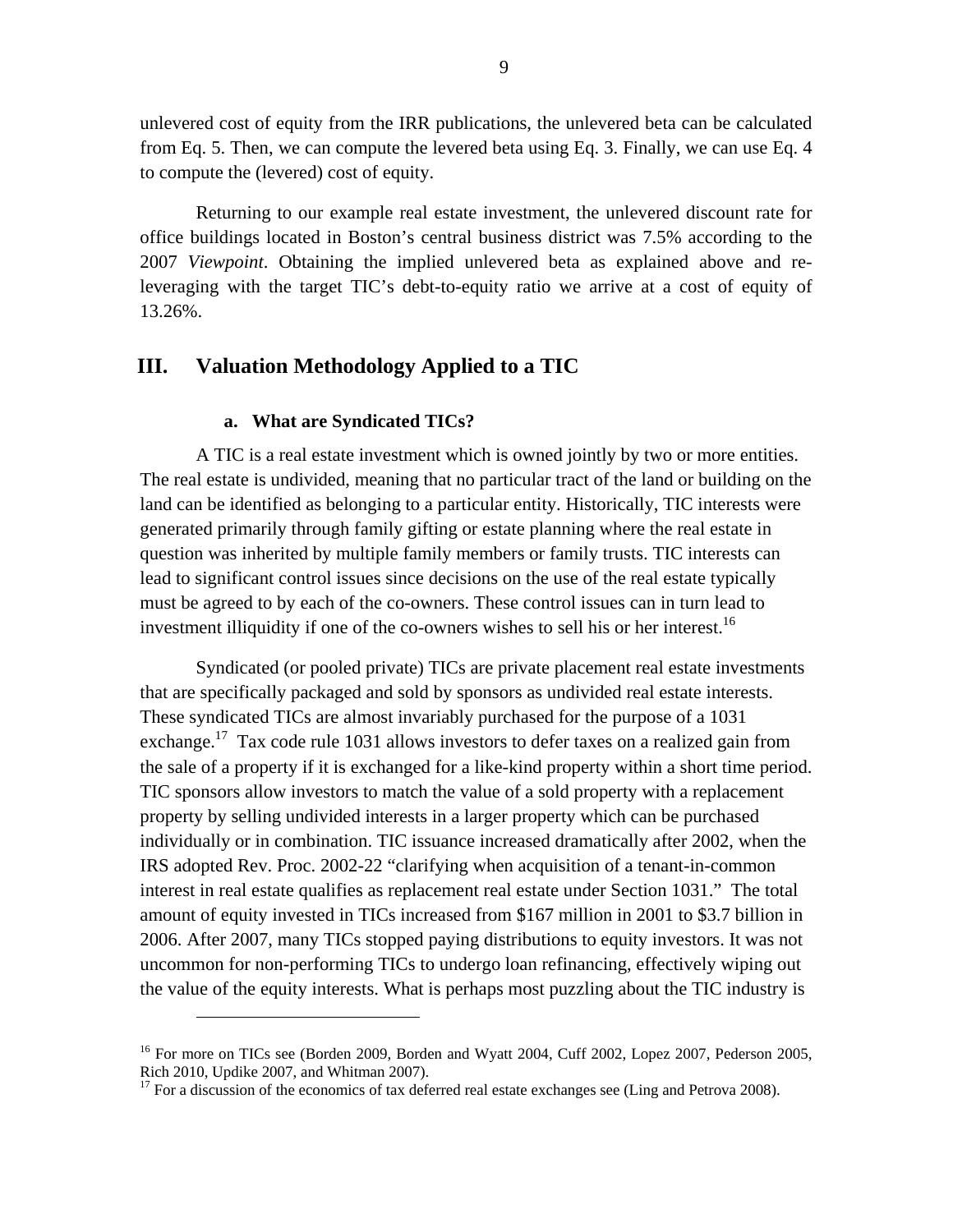unlevered cost of equity from the IRR publications, the unlevered beta can be calculated from Eq. 5. Then, we can compute the levered beta using Eq. 3. Finally, we can use Eq. 4 to compute the (levered) cost of equity.

Returning to our example real estate investment, the unlevered discount rate for office buildings located in Boston's central business district was 7.5% according to the 2007 *Viewpoint*. Obtaining the implied unlevered beta as explained above and re-leveraging with the target TIC's debt-to-equity ratio we arrive at a cost of equity of 13.26%.

## III. Valuation Methodology Applied to a TIC

### a. What are Syndicated TICs?

A TIC is a real estate investment which is owned jointly by two or more entities. The real estate is undivided, meaning that no particular tract of the land or building on the land can be identified as belonging to a particular entity. Historically, TIC interests were generated primarily through family gifting or estate planning where the real estate in question was inherited by multiple family members or family trusts. TIC interests can lead to significant control issues since decisions on the use of the real estate typically must be agreed to by each of the co-owners. These control issues can in turn lead to investment illiquidity if one of the co-owners wishes to sell his or her interest.[16]

Syndicated (or pooled private) TICs are private placement real estate investments that are specifically packaged and sold by sponsors as undivided real estate interests. These syndicated TICs are almost invariably purchased for the purpose of a 1031 exchange.[17] Tax code rule 1031 allows investors to defer taxes on a realized gain from the sale of a property if it is exchanged for a like-kind property within a short time period. TIC sponsors allow investors to match the value of a sold property with a replacement property by selling undivided interests in a larger property which can be purchased individually or in combination. TIC issuance increased dramatically after 2002, when the IRS adopted Rev. Proc. 2002-22 "clarifying when acquisition of a tenant-in-common interest in real estate qualifies as replacement real estate under Section 1031." The total amount of equity invested in TICs increased from $167 million in 2001 to $3.7 billion in 2006. After 2007, many TICs stopped paying distributions to equity investors. It was not uncommon for non-performing TICs to undergo loan refinancing, effectively wiping out the value of the equity interests. What is perhaps most puzzling about the TIC industry is

---

[16] For more on TICs see (Borden 2009, Borden and Wyatt 2004, Cuff 2002, Lopez 2007, Pederson 2005, Rich 2010, Updike 2007, and Whitman 2007).

[17] For a discussion of the economics of tax deferred real estate exchanges see (Ling and Petrova 2008).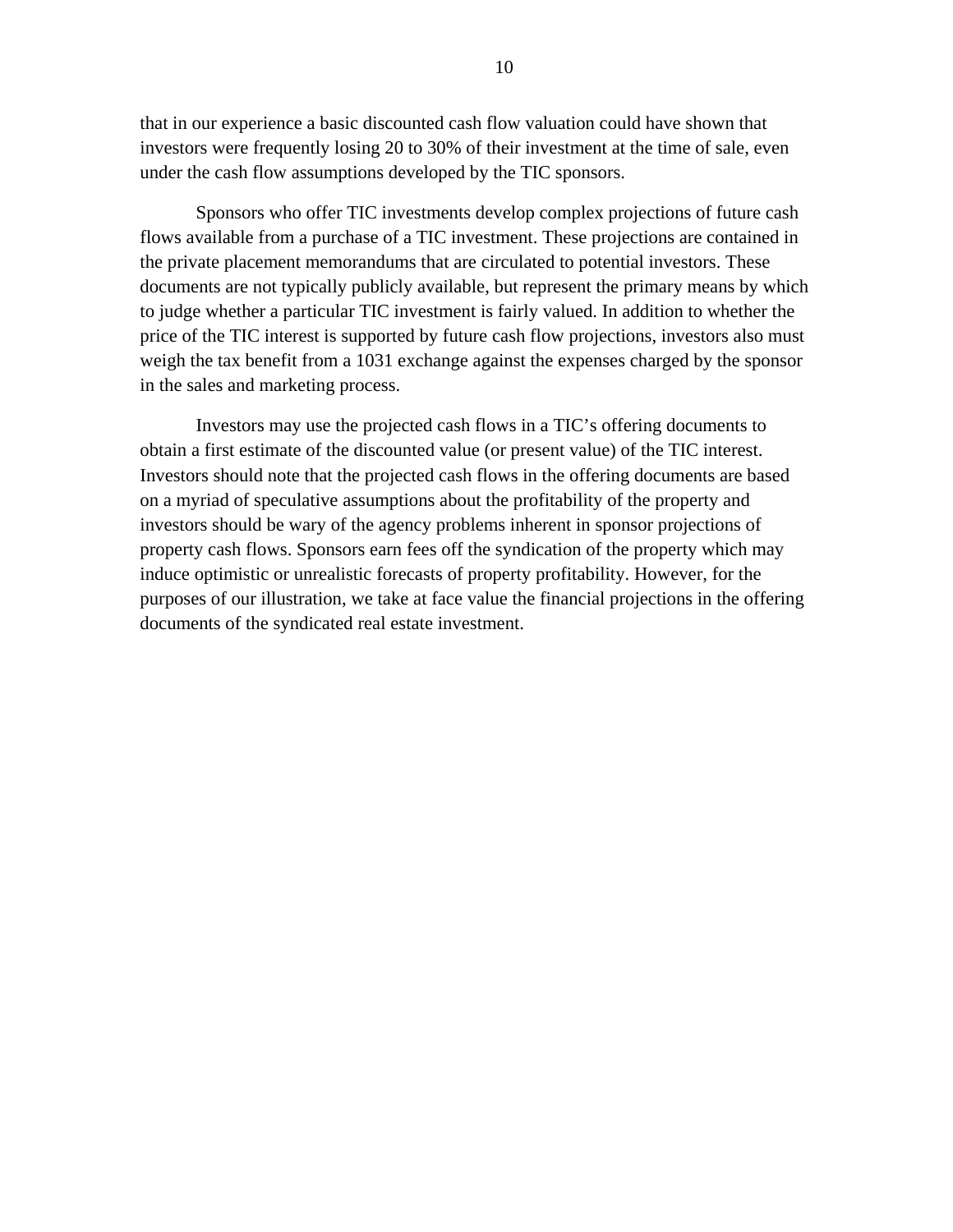that in our experience a basic discounted cash flow valuation could have shown that investors were frequently losing 20 to 30% of their investment at the time of sale, even under the cash flow assumptions developed by the TIC sponsors.

Sponsors who offer TIC investments develop complex projections of future cash flows available from a purchase of a TIC investment. These projections are contained in the private placement memorandums that are circulated to potential investors. These documents are not typically publicly available, but represent the primary means by which to judge whether a particular TIC investment is fairly valued. In addition to whether the price of the TIC interest is supported by future cash flow projections, investors also must weigh the tax benefit from a 1031 exchange against the expenses charged by the sponsor in the sales and marketing process.

Investors may use the projected cash flows in a TIC's offering documents to obtain a first estimate of the discounted value (or present value) of the TIC interest. Investors should note that the projected cash flows in the offering documents are based on a myriad of speculative assumptions about the profitability of the property and investors should be wary of the agency problems inherent in sponsor projections of property cash flows. Sponsors earn fees off the syndication of the property which may induce optimistic or unrealistic forecasts of property profitability. However, for the purposes of our illustration, we take at face value the financial projections in the offering documents of the syndicated real estate investment.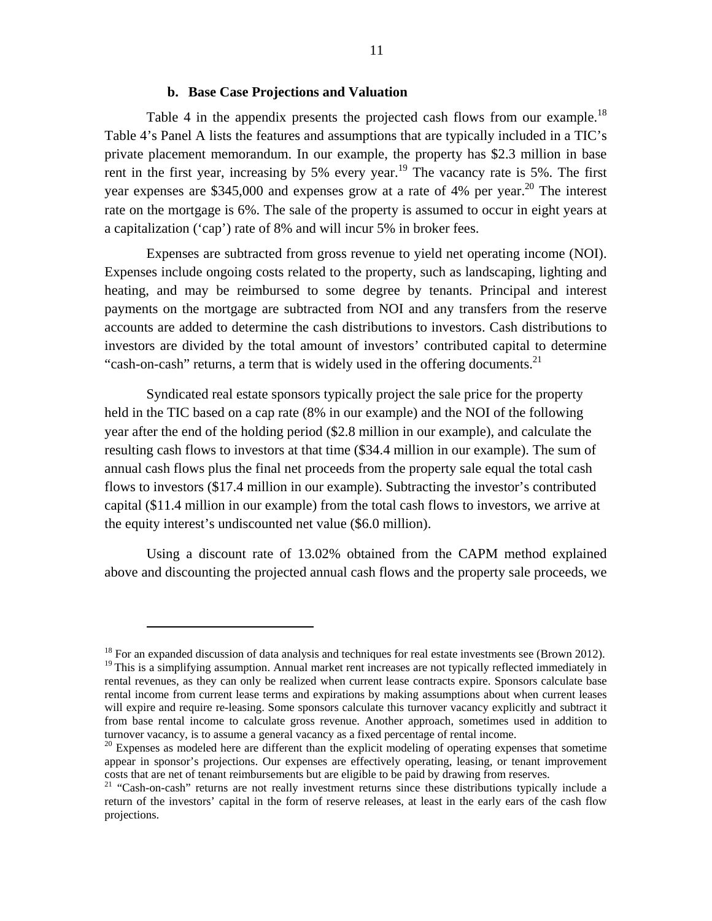### b. Base Case Projections and Valuation

Table 4 in the appendix presents the projected cash flows from our example.[18] Table 4's Panel A lists the features and assumptions that are typically included in a TIC's private placement memorandum. In our example, the property has $2.3 million in base rent in the first year, increasing by 5% every year.[19] The vacancy rate is 5%. The first year expenses are $345,000 and expenses grow at a rate of 4% per year.[20] The interest rate on the mortgage is 6%. The sale of the property is assumed to occur in eight years at a capitalization ('cap') rate of 8% and will incur 5% in broker fees.

Expenses are subtracted from gross revenue to yield net operating income (NOI). Expenses include ongoing costs related to the property, such as landscaping, lighting and heating, and may be reimbursed to some degree by tenants. Principal and interest payments on the mortgage are subtracted from NOI and any transfers from the reserve accounts are added to determine the cash distributions to investors. Cash distributions to investors are divided by the total amount of investors' contributed capital to determine "cash-on-cash" returns, a term that is widely used in the offering documents.[21]

Syndicated real estate sponsors typically project the sale price for the property held in the TIC based on a cap rate (8% in our example) and the NOI of the following year after the end of the holding period ($2.8 million in our example), and calculate the resulting cash flows to investors at that time ($34.4 million in our example). The sum of annual cash flows plus the final net proceeds from the property sale equal the total cash flows to investors ($17.4 million in our example). Subtracting the investor's contributed capital ($11.4 million in our example) from the total cash flows to investors, we arrive at the equity interest's undiscounted net value ($6.0 million).

Using a discount rate of 13.02% obtained from the CAPM method explained above and discounting the projected annual cash flows and the property sale proceeds, we

---

[18] For an expanded discussion of data analysis and techniques for real estate investments see (Brown 2012).

[19] This is a simplifying assumption. Annual market rent increases are not typically reflected immediately in rental revenues, as they can only be realized when current lease contracts expire. Sponsors calculate base rental income from current lease terms and expirations by making assumptions about when current leases will expire and require re-leasing. Some sponsors calculate this turnover vacancy explicitly and subtract it from base rental income to calculate gross revenue. Another approach, sometimes used in addition to turnover vacancy, is to assume a general vacancy as a fixed percentage of rental income.

[20] Expenses as modeled here are different than the explicit modeling of operating expenses that sometime appear in sponsor's projections. Our expenses are effectively operating, leasing, or tenant improvement costs that are net of tenant reimbursements but are eligible to be paid by drawing from reserves.

[21] "Cash-on-cash" returns are not really investment returns since these distributions typically include a return of the investors' capital in the form of reserve releases, at least in the early ears of the cash flow projections.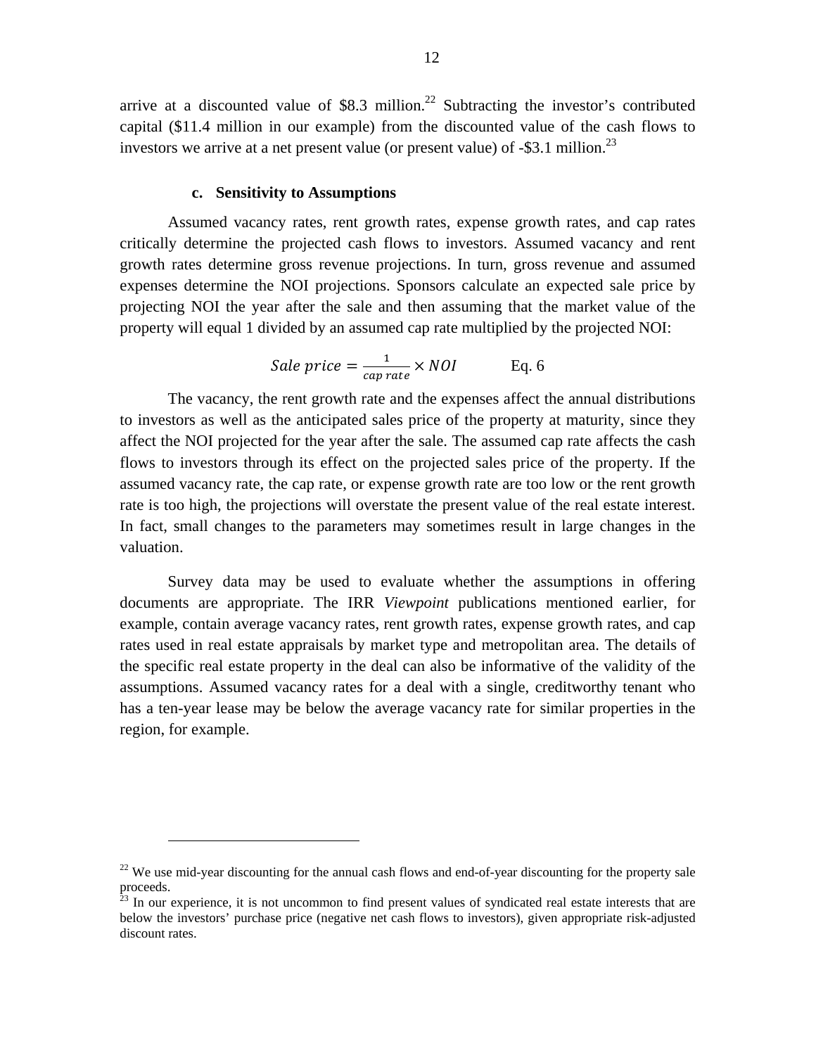arrive at a discounted value of $8.3 million.[22] Subtracting the investor's contributed capital ($11.4 million in our example) from the discounted value of the cash flows to investors we arrive at a net present value (or present value) of -$3.1 million.[23]

### c. Sensitivity to Assumptions

Assumed vacancy rates, rent growth rates, expense growth rates, and cap rates critically determine the projected cash flows to investors. Assumed vacancy and rent growth rates determine gross revenue projections. In turn, gross revenue and assumed expenses determine the NOI projections. Sponsors calculate an expected sale price by projecting NOI the year after the sale and then assuming that the market value of the property will equal 1 divided by an assumed cap rate multiplied by the projected NOI:

$$Sale\ price = \frac{1}{cap\ rate} \times NOI \qquad \text{Eq. 6}$$

The vacancy, the rent growth rate and the expenses affect the annual distributions to investors as well as the anticipated sales price of the property at maturity, since they affect the NOI projected for the year after the sale. The assumed cap rate affects the cash flows to investors through its effect on the projected sales price of the property. If the assumed vacancy rate, the cap rate, or expense growth rate are too low or the rent growth rate is too high, the projections will overstate the present value of the real estate interest. In fact, small changes to the parameters may sometimes result in large changes in the valuation.

Survey data may be used to evaluate whether the assumptions in offering documents are appropriate. The IRR *Viewpoint* publications mentioned earlier, for example, contain average vacancy rates, rent growth rates, expense growth rates, and cap rates used in real estate appraisals by market type and metropolitan area. The details of the specific real estate property in the deal can also be informative of the validity of the assumptions. Assumed vacancy rates for a deal with a single, creditworthy tenant who has a ten-year lease may be below the average vacancy rate for similar properties in the region, for example.

---

[22] We use mid-year discounting for the annual cash flows and end-of-year discounting for the property sale proceeds.

[23] In our experience, it is not uncommon to find present values of syndicated real estate interests that are below the investors' purchase price (negative net cash flows to investors), given appropriate risk-adjusted discount rates.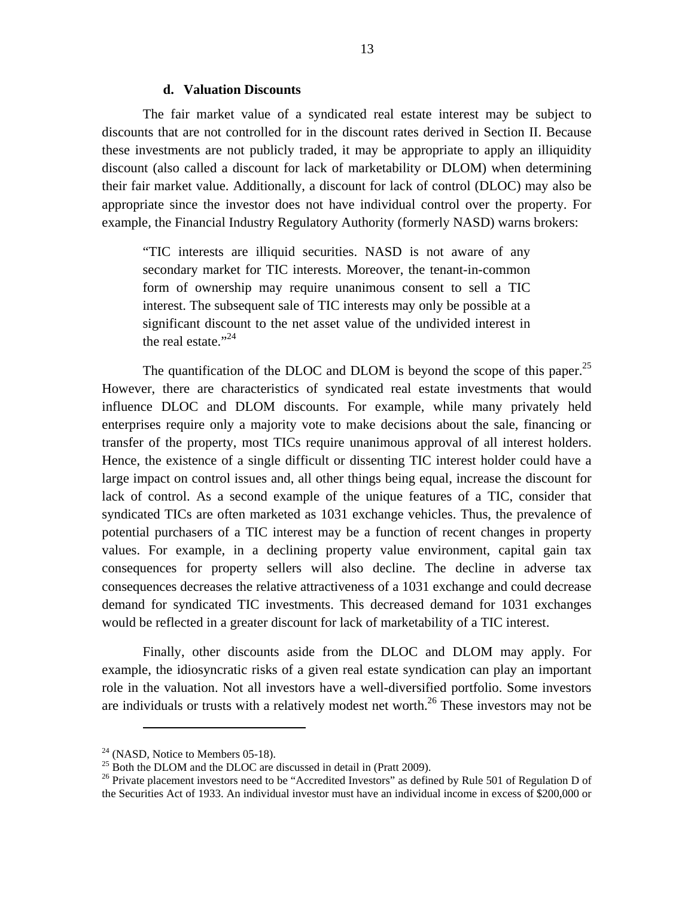### d. Valuation Discounts

The fair market value of a syndicated real estate interest may be subject to discounts that are not controlled for in the discount rates derived in Section II. Because these investments are not publicly traded, it may be appropriate to apply an illiquidity discount (also called a discount for lack of marketability or DLOM) when determining their fair market value. Additionally, a discount for lack of control (DLOC) may also be appropriate since the investor does not have individual control over the property. For example, the Financial Industry Regulatory Authority (formerly NASD) warns brokers:

> "TIC interests are illiquid securities. NASD is not aware of any secondary market for TIC interests. Moreover, the tenant-in-common form of ownership may require unanimous consent to sell a TIC interest. The subsequent sale of TIC interests may only be possible at a significant discount to the net asset value of the undivided interest in the real estate."[24]

The quantification of the DLOC and DLOM is beyond the scope of this paper.[25] However, there are characteristics of syndicated real estate investments that would influence DLOC and DLOM discounts. For example, while many privately held enterprises require only a majority vote to make decisions about the sale, financing or transfer of the property, most TICs require unanimous approval of all interest holders. Hence, the existence of a single difficult or dissenting TIC interest holder could have a large impact on control issues and, all other things being equal, increase the discount for lack of control. As a second example of the unique features of a TIC, consider that syndicated TICs are often marketed as 1031 exchange vehicles. Thus, the prevalence of potential purchasers of a TIC interest may be a function of recent changes in property values. For example, in a declining property value environment, capital gain tax consequences for property sellers will also decline. The decline in adverse tax consequences decreases the relative attractiveness of a 1031 exchange and could decrease demand for syndicated TIC investments. This decreased demand for 1031 exchanges would be reflected in a greater discount for lack of marketability of a TIC interest.

Finally, other discounts aside from the DLOC and DLOM may apply. For example, the idiosyncratic risks of a given real estate syndication can play an important role in the valuation. Not all investors have a well-diversified portfolio. Some investors are individuals or trusts with a relatively modest net worth.[26] These investors may not be

---

[24] (NASD, Notice to Members 05-18).

[25] Both the DLOM and the DLOC are discussed in detail in (Pratt 2009).

[26] Private placement investors need to be "Accredited Investors" as defined by Rule 501 of Regulation D of the Securities Act of 1933. An individual investor must have an individual income in excess of $200,000 or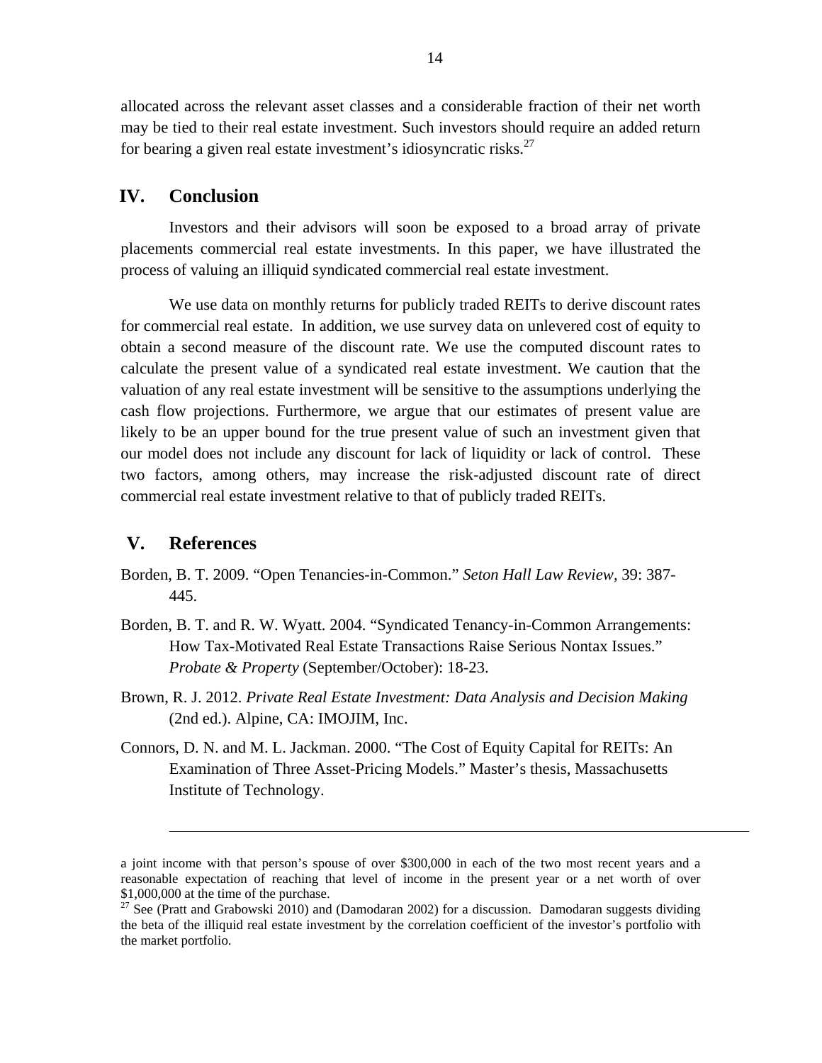allocated across the relevant asset classes and a considerable fraction of their net worth may be tied to their real estate investment. Such investors should require an added return for bearing a given real estate investment's idiosyncratic risks.[27]

## IV. Conclusion

Investors and their advisors will soon be exposed to a broad array of private placements commercial real estate investments. In this paper, we have illustrated the process of valuing an illiquid syndicated commercial real estate investment.

We use data on monthly returns for publicly traded REITs to derive discount rates for commercial real estate. In addition, we use survey data on unlevered cost of equity to obtain a second measure of the discount rate. We use the computed discount rates to calculate the present value of a syndicated real estate investment. We caution that the valuation of any real estate investment will be sensitive to the assumptions underlying the cash flow projections. Furthermore, we argue that our estimates of present value are likely to be an upper bound for the true present value of such an investment given that our model does not include any discount for lack of liquidity or lack of control. These two factors, among others, may increase the risk-adjusted discount rate of direct commercial real estate investment relative to that of publicly traded REITs.

## V. References

Borden, B. T. 2009. "Open Tenancies-in-Common." *Seton Hall Law Review,* 39: 387-445.

Borden, B. T. and R. W. Wyatt. 2004. "Syndicated Tenancy-in-Common Arrangements: How Tax-Motivated Real Estate Transactions Raise Serious Nontax Issues." *Probate & Property* (September/October): 18-23.

Brown, R. J. 2012. *Private Real Estate Investment: Data Analysis and Decision Making* (2nd ed.). Alpine, CA: IMOJIM, Inc.

Connors, D. N. and M. L. Jackman. 2000. "The Cost of Equity Capital for REITs: An Examination of Three Asset-Pricing Models." Master's thesis, Massachusetts Institute of Technology.

---

a joint income with that person's spouse of over $300,000 in each of the two most recent years and a reasonable expectation of reaching that level of income in the present year or a net worth of over $1,000,000 at the time of the purchase.

[27] See (Pratt and Grabowski 2010) and (Damodaran 2002) for a discussion. Damodaran suggests dividing the beta of the illiquid real estate investment by the correlation coefficient of the investor's portfolio with the market portfolio.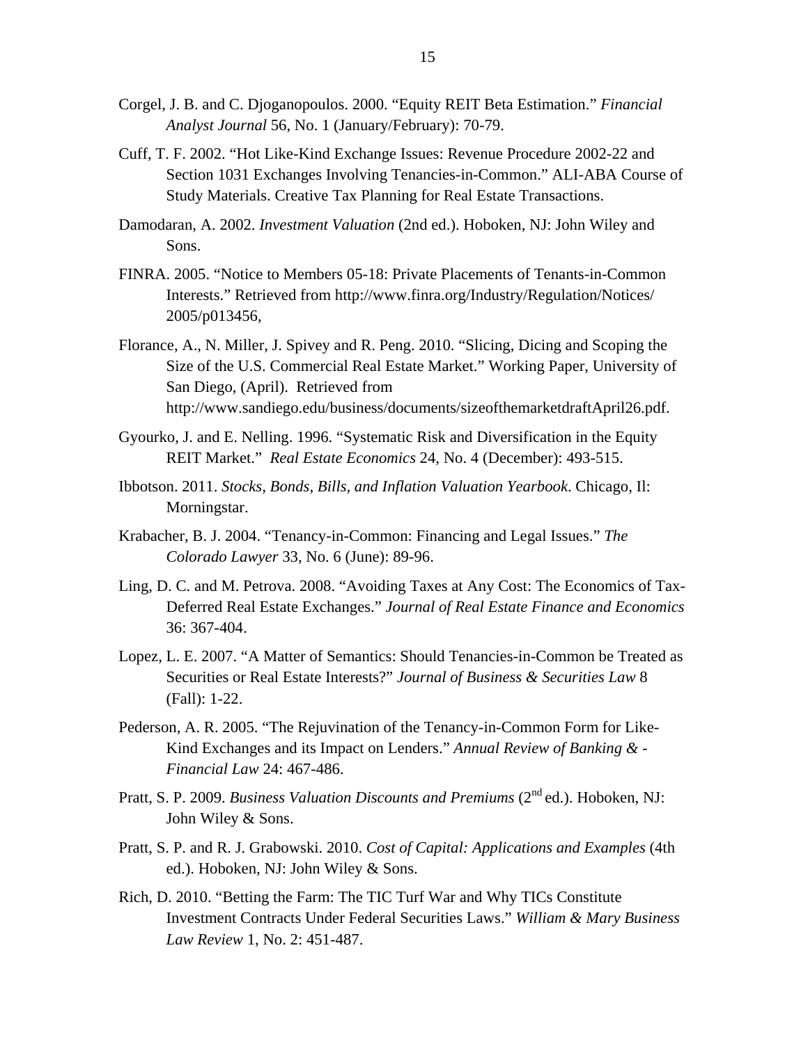Corgel, J. B. and C. Djoganopoulos. 2000. "Equity REIT Beta Estimation." *Financial Analyst Journal* 56, No. 1 (January/February): 70-79.

Cuff, T. F. 2002. "Hot Like-Kind Exchange Issues: Revenue Procedure 2002-22 and Section 1031 Exchanges Involving Tenancies-in-Common." ALI-ABA Course of Study Materials. Creative Tax Planning for Real Estate Transactions.

Damodaran, A. 2002. *Investment Valuation* (2nd ed.). Hoboken, NJ: John Wiley and Sons.

FINRA. 2005. "Notice to Members 05-18: Private Placements of Tenants-in-Common Interests." Retrieved from http://www.finra.org/Industry/Regulation/Notices/2005/p013456,

Florance, A., N. Miller, J. Spivey and R. Peng. 2010. "Slicing, Dicing and Scoping the Size of the U.S. Commercial Real Estate Market." Working Paper, University of San Diego, (April). Retrieved from http://www.sandiego.edu/business/documents/sizeofthemarketdraftApril26.pdf.

Gyourko, J. and E. Nelling. 1996. "Systematic Risk and Diversification in the Equity REIT Market." *Real Estate Economics* 24, No. 4 (December): 493-515.

Ibbotson. 2011. *Stocks, Bonds, Bills, and Inflation Valuation Yearbook*. Chicago, Il: Morningstar.

Krabacher, B. J. 2004. "Tenancy-in-Common: Financing and Legal Issues." *The Colorado Lawyer* 33, No. 6 (June): 89-96.

Ling, D. C. and M. Petrova. 2008. "Avoiding Taxes at Any Cost: The Economics of Tax-Deferred Real Estate Exchanges." *Journal of Real Estate Finance and Economics* 36: 367-404.

Lopez, L. E. 2007. "A Matter of Semantics: Should Tenancies-in-Common be Treated as Securities or Real Estate Interests?" *Journal of Business & Securities Law* 8 (Fall): 1-22.

Pederson, A. R. 2005. "The Rejuvination of the Tenancy-in-Common Form for Like-Kind Exchanges and its Impact on Lenders." *Annual Review of Banking & - Financial Law* 24: 467-486.

Pratt, S. P. 2009. *Business Valuation Discounts and Premiums* (2nd ed.). Hoboken, NJ: John Wiley & Sons.

Pratt, S. P. and R. J. Grabowski. 2010. *Cost of Capital: Applications and Examples* (4th ed.). Hoboken, NJ: John Wiley & Sons.

Rich, D. 2010. "Betting the Farm: The TIC Turf War and Why TICs Constitute Investment Contracts Under Federal Securities Laws." *William & Mary Business Law Review* 1, No. 2: 451-487.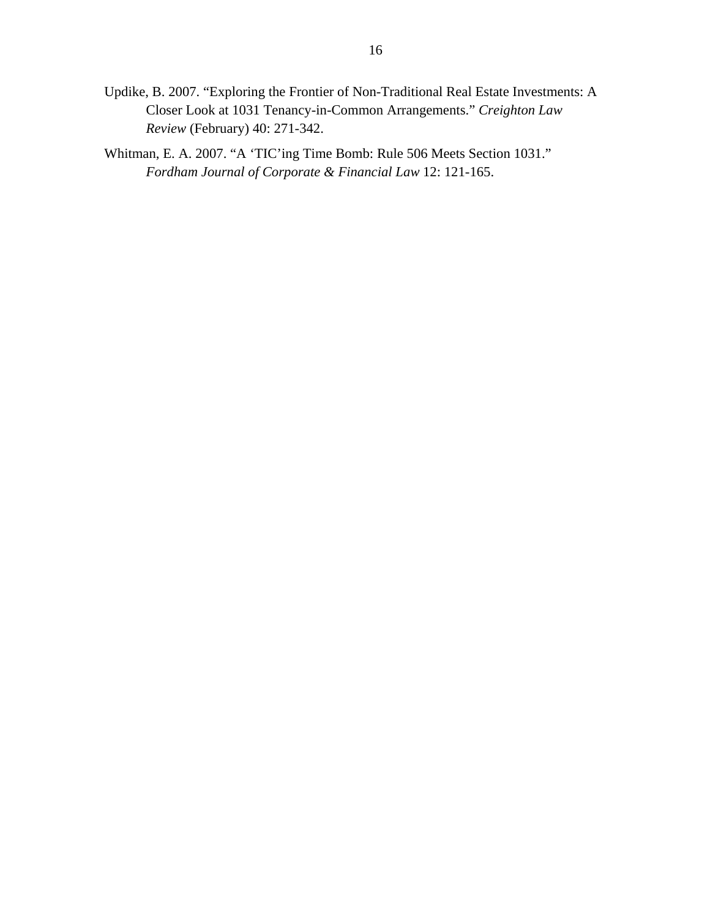Updike, B. 2007. "Exploring the Frontier of Non-Traditional Real Estate Investments: A Closer Look at 1031 Tenancy-in-Common Arrangements." *Creighton Law Review* (February) 40: 271-342.

Whitman, E. A. 2007. "A 'TIC'ing Time Bomb: Rule 506 Meets Section 1031." *Fordham Journal of Corporate & Financial Law* 12: 121-165.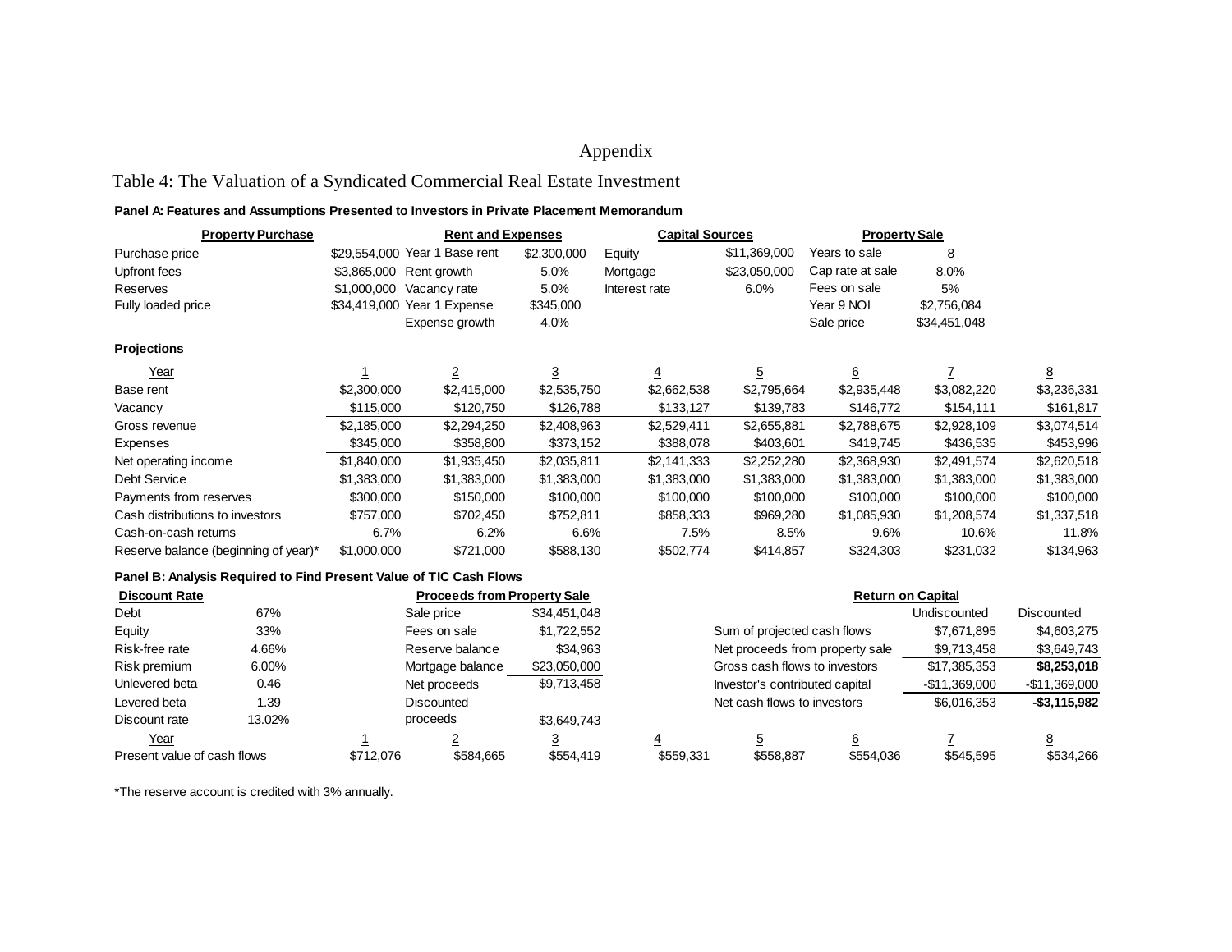# Appendix

## Table 4: The Valuation of a Syndicated Commercial Real Estate Investment

**Panel A: Features and Assumptions Presented to Investors in Private Placement Memorandum**

| **Property Purchase** | | **Rent and Expenses** | | **Capital Sources** | | **Property Sale** | |
|---|---|---|---|---|---|---|---|
| Purchase price | $29,554,000 | Year 1 Base rent | $2,300,000 | Equity | $11,369,000 | Years to sale | 8 |
| Upfront fees | $3,865,000 | Rent growth | 5.0% | Mortgage | $23,050,000 | Cap rate at sale | 8.0% |
| Reserves | $1,000,000 | Vacancy rate | 5.0% | Interest rate | 6.0% | Fees on sale | 5% |
| Fully loaded price | $34,419,000 | Year 1 Expense | $345,000 | | | Year 9 NOI | $2,756,084 |
| | | Expense growth | 4.0% | | | Sale price | $34,451,048 |

**Projections**

| Year | 1 | 2 | 3 | 4 | 5 | 6 | 7 | 8 |
|---|---|---|---|---|---|---|---|---|
| Base rent | $2,300,000 | $2,415,000 | $2,535,750 | $2,662,538 | $2,795,664 | $2,935,448 | $3,082,220 | $3,236,331 |
| Vacancy | $115,000 | $120,750 | $126,788 | $133,127 | $139,783 | $146,772 | $154,111 | $161,817 |
| Gross revenue | $2,185,000 | $2,294,250 | $2,408,963 | $2,529,411 | $2,655,881 | $2,788,675 | $2,928,109 | $3,074,514 |
| Expenses | $345,000 | $358,800 | $373,152 | $388,078 | $403,601 | $419,745 | $436,535 | $453,996 |
| Net operating income | $1,840,000 | $1,935,450 | $2,035,811 | $2,141,333 | $2,252,280 | $2,368,930 | $2,491,574 | $2,620,518 |
| Debt Service | $1,383,000 | $1,383,000 | $1,383,000 | $1,383,000 | $1,383,000 | $1,383,000 | $1,383,000 | $1,383,000 |
| Payments from reserves | $300,000 | $150,000 | $100,000 | $100,000 | $100,000 | $100,000 | $100,000 | $100,000 |
| Cash distributions to investors | $757,000 | $702,450 | $752,811 | $858,333 | $969,280 | $1,085,930 | $1,208,574 | $1,337,518 |
| Cash-on-cash returns | 6.7% | 6.2% | 6.6% | 7.5% | 8.5% | 9.6% | 10.6% | 11.8% |
| Reserve balance (beginning of year)* | $1,000,000 | $721,000 | $588,130 | $502,774 | $414,857 | $324,303 | $231,032 | $134,963 |

**Panel B: Analysis Required to Find Present Value of TIC Cash Flows**

| **Discount Rate** | | **Proceeds from Property Sale** | | **Return on Capital** | Undiscounted | Discounted |
|---|---|---|---|---|---|---|
| Debt | 67% | Sale price | $34,451,048 | | | |
| Equity | 33% | Fees on sale | $1,722,552 | Sum of projected cash flows | $7,671,895 | $4,603,275 |
| Risk-free rate | 4.66% | Reserve balance | $34,963 | Net proceeds from property sale | $9,713,458 | $3,649,743 |
| Risk premium | 6.00% | Mortgage balance | $23,050,000 | Gross cash flows to investors | $17,385,353 | **$8,253,018** |
| Unlevered beta | 0.46 | Net proceeds | $9,713,458 | Investor's contributed capital | -$11,369,000 | -$11,369,000 |
| Levered beta | 1.39 | Discounted proceeds | $3,649,743 | Net cash flows to investors | $6,016,353 | **-$3,115,982** |
| Discount rate | 13.02% | | | | | |

| Year | 1 | 2 | 3 | 4 | 5 | 6 | 7 | 8 |
|---|---|---|---|---|---|---|---|---|
| Present value of cash flows | $712,076 | $584,665 | $554,419 | $559,331 | $558,887 | $554,036 | $545,595 | $534,266 |

*The reserve account is credited with 3% annually.